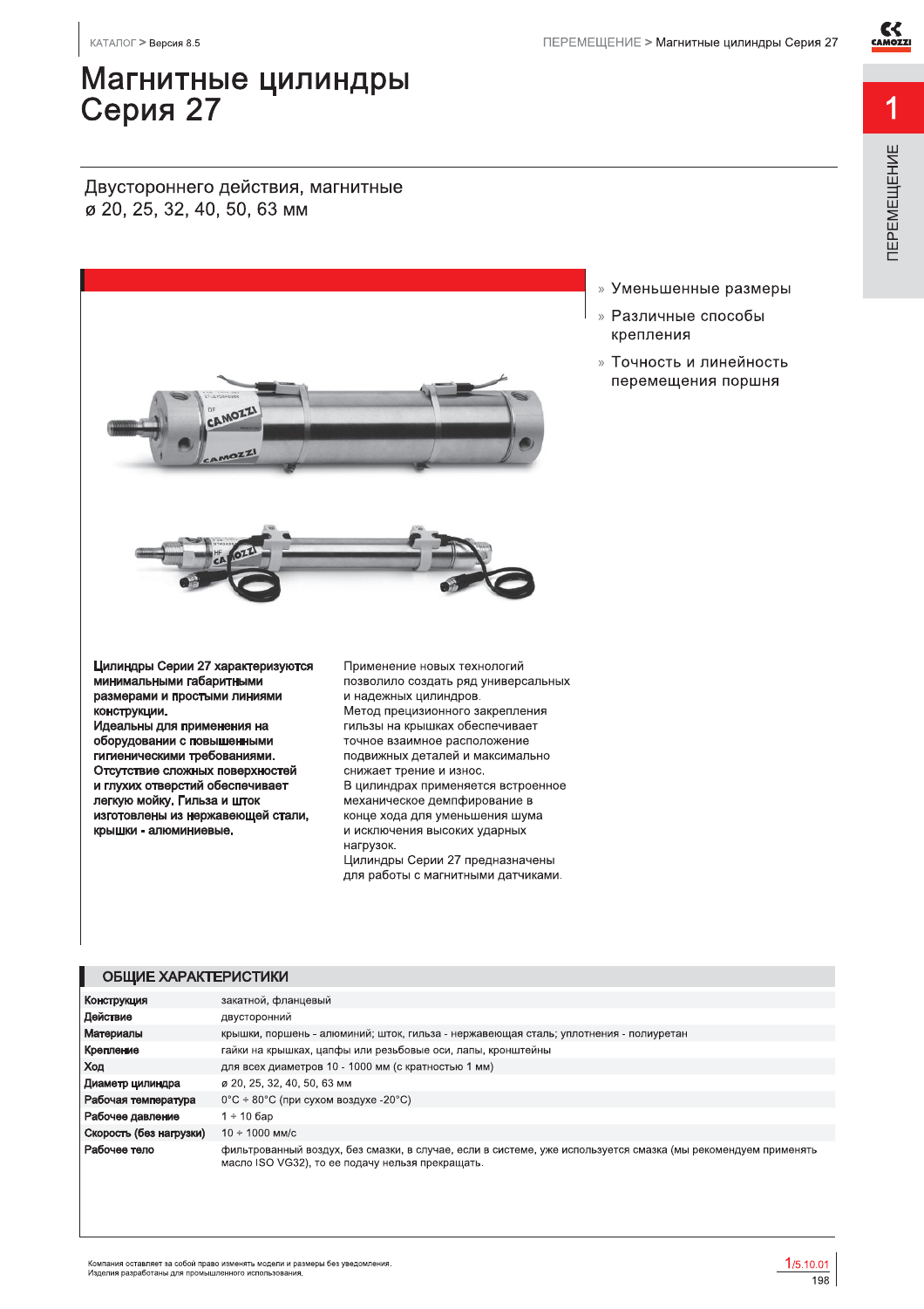# Магнитные цилиндры Серия 27

Двустороннего действия, магнитные
ø 20, 25, 32, 40, 50, 63 мм

» Уменьшенные размеры
» Различные способы крепления
» Точность и линейность перемещения поршня

**Цилиндры Серии 27 характеризуются минимальными габаритными размерами и простыми линиями конструкции.**
**Идеальны для применения на оборудовании с повышенными гигиеническими требованиями.**
**Отсутствие сложных поверхностей и глухих отверстий обеспечивает легкую мойку. Гильза и шток изготовлены из нержавеющей стали, крышки - алюминиевые.**

Применение новых технологий позволило создать ряд универсальных и надежных цилиндров.
Метод прецизионного закрепления гильзы на крышках обеспечивает точное взаимное расположение подвижных деталей и максимально снижает трение и износ.
В цилиндрах применяется встроенное механическое демпфирование в конце хода для уменьшения шума и исключения высоких ударных нагрузок.
Цилиндры Серии 27 предназначены для работы с магнитными датчиками.

## ОБЩИЕ ХАРАКТЕРИСТИКИ

| | |
|---|---|
| **Конструкция** | закатной, фланцевый |
| **Действие** | двусторонний |
| **Материалы** | крышки, поршень - алюминий; шток, гильза - нержавеющая сталь; уплотнения - полиуретан |
| **Крепление** | гайки на крышках, цапфы или резьбовые оси, лапы, кронштейны |
| **Ход** | для всех диаметров 10 - 1000 мм (с кратностью 1 мм) |
| **Диаметр цилиндра** | ø 20, 25, 32, 40, 50, 63 мм |
| **Рабочая температура** | 0°C ÷ 80°C (при сухом воздухе -20°C) |
| **Рабочее давление** | 1 ÷ 10 бар |
| **Скорость (без нагрузки)** | 10 ÷ 1000 мм/с |
| **Рабочее тело** | фильтрованный воздух, без смазки, в случае, если в системе, уже используется смазка (мы рекомендуем применять масло ISO VG32), то ее подачу нельзя прекращать. |

Компания оставляет за собой право изменять модели и размеры без уведомления.
Изделия разработаны для промышленного использования.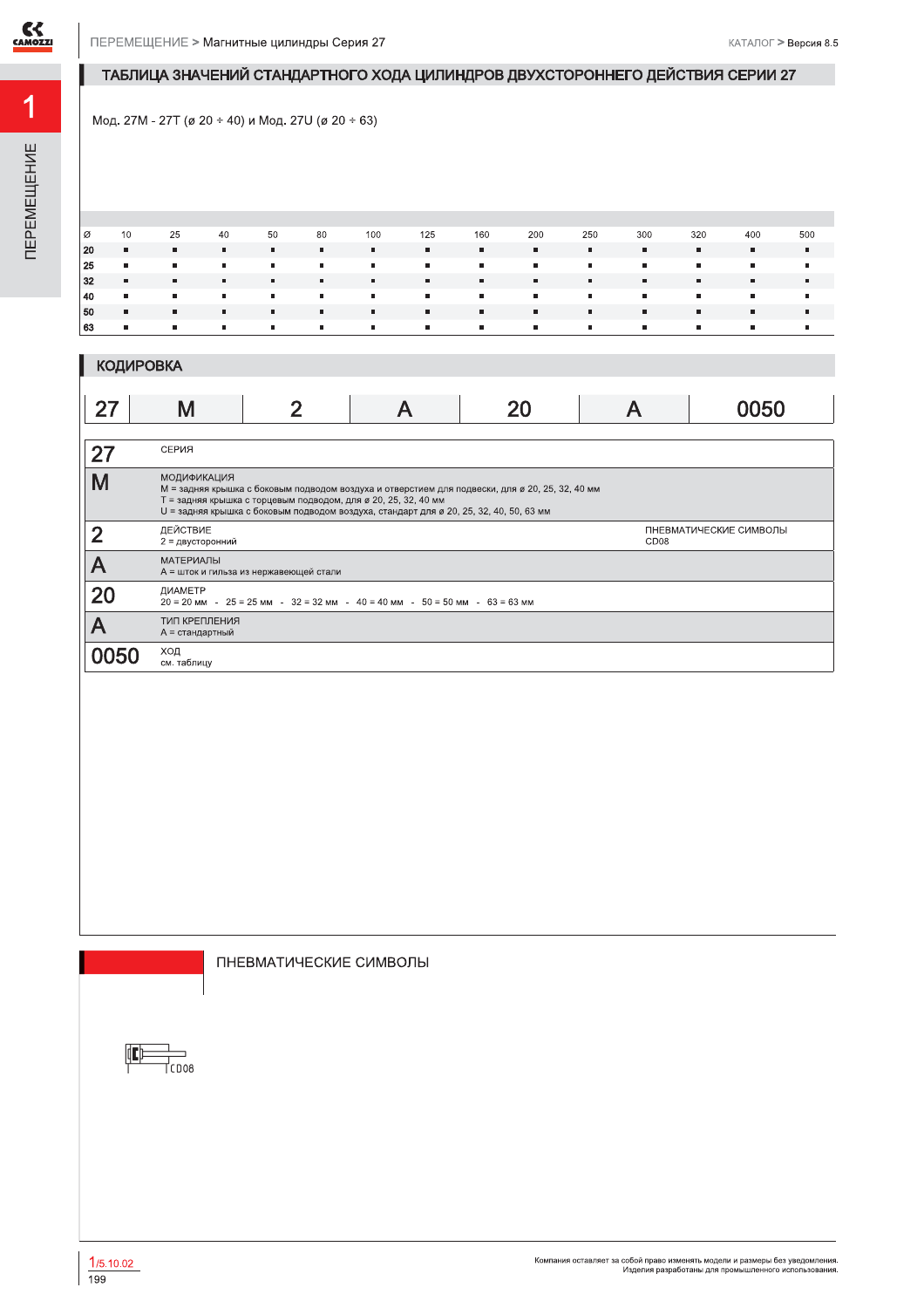## ТАБЛИЦА ЗНАЧЕНИЙ СТАНДАРТНОГО ХОДА ЦИЛИНДРОВ ДВУХСТОРОННЕГО ДЕЙСТВИЯ СЕРИИ 27

Мод. 27M - 27T (ø 20 ÷ 40) и Мод. 27U (ø 20 ÷ 63)

| Ø | 10 | 25 | 40 | 50 | 80 | 100 | 125 | 160 | 200 | 250 | 300 | 320 | 400 | 500 |
|---|---|---|---|---|---|---|---|---|---|---|---|---|---|---|
| 20 | ■ | ■ | ■ | ■ | ■ | ■ | ■ | ■ | ■ | ■ | ■ | ■ | ■ | ■ |
| 25 | ■ | ■ | ■ | ■ | ■ | ■ | ■ | ■ | ■ | ■ | ■ | ■ | ■ | ■ |
| 32 | ■ | ■ | ■ | ■ | ■ | ■ | ■ | ■ | ■ | ■ | ■ | ■ | ■ | ■ |
| 40 | ■ | ■ | ■ | ■ | ■ | ■ | ■ | ■ | ■ | ■ | ■ | ■ | ■ | ■ |
| 50 | ■ | ■ | ■ | ■ | ■ | ■ | ■ | ■ | ■ | ■ | ■ | ■ | ■ | ■ |
| 63 | ■ | ■ | ■ | ■ | ■ | ■ | ■ | ■ | ■ | ■ | ■ | ■ | ■ | ■ |

## КОДИРОВКА

| 27 | M | 2 | A | 20 | A | 0050 |
|---|---|---|---|---|---|---|

| | | |
|---|---|---|
| **27** | СЕРИЯ | |
| **M** | МОДИФИКАЦИЯ<br>M = задняя крышка с боковым подводом воздуха и отверстием для подвески, для ø 20, 25, 32, 40 мм<br>T = задняя крышка с торцевым подводом, для ø 20, 25, 32, 40 мм<br>U = задняя крышка с боковым подводом воздуха, стандарт для ø 20, 25, 32, 40, 50, 63 мм | |
| **2** | ДЕЙСТВИЕ<br>2 = двусторонний | ПНЕВМАТИЧЕСКИЕ СИМВОЛЫ<br>CD08 |
| **A** | МАТЕРИАЛЫ<br>A = шток и гильза из нержавеющей стали | |
| **20** | ДИАМЕТР<br>20 = 20 мм - 25 = 25 мм - 32 = 32 мм - 40 = 40 мм - 50 = 50 мм - 63 = 63 мм | |
| **A** | ТИП КРЕПЛЕНИЯ<br>A = стандартный | |
| **0050** | ХОД<br>см. таблицу | |

## ПНЕВМАТИЧЕСКИЕ СИМВОЛЫ

CD08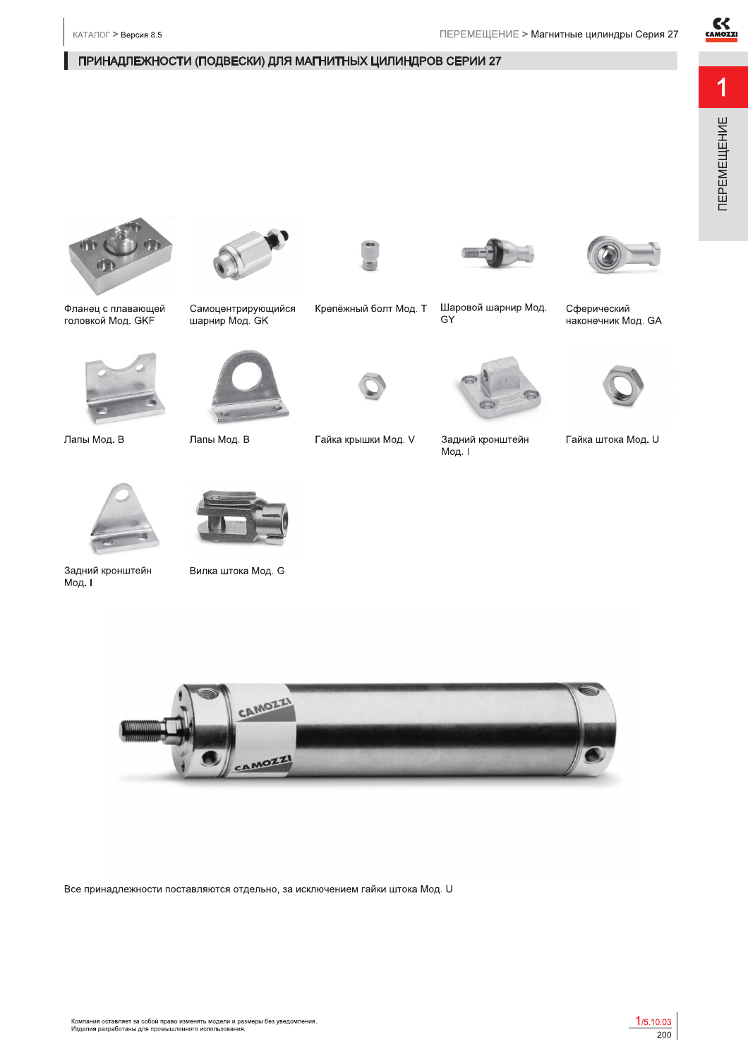## ПРИНАДЛЕЖНОСТИ (ПОДВЕСКИ) ДЛЯ МАГНИТНЫХ ЦИЛИНДРОВ СЕРИИ 27

Фланец с плавающей головкой Мод. GKF

Самоцентрирующийся шарнир Мод. GK

Крепёжный болт Мод. T

Шаровой шарнир Мод. GY

Сферический наконечник Мод. GA

Лапы Мод. B

Лапы Мод. B

Гайка крышки Мод. V

Задний кронштейн Мод. I

Гайка штока Мод. U

Задний кронштейн Мод. I

Вилка штока Мод. G

Все принадлежности поставляются отдельно, за исключением гайки штока Мод. U

Компания оставляет за собой право изменять модели и размеры без уведомления.
Изделия разработаны для промышленного использования.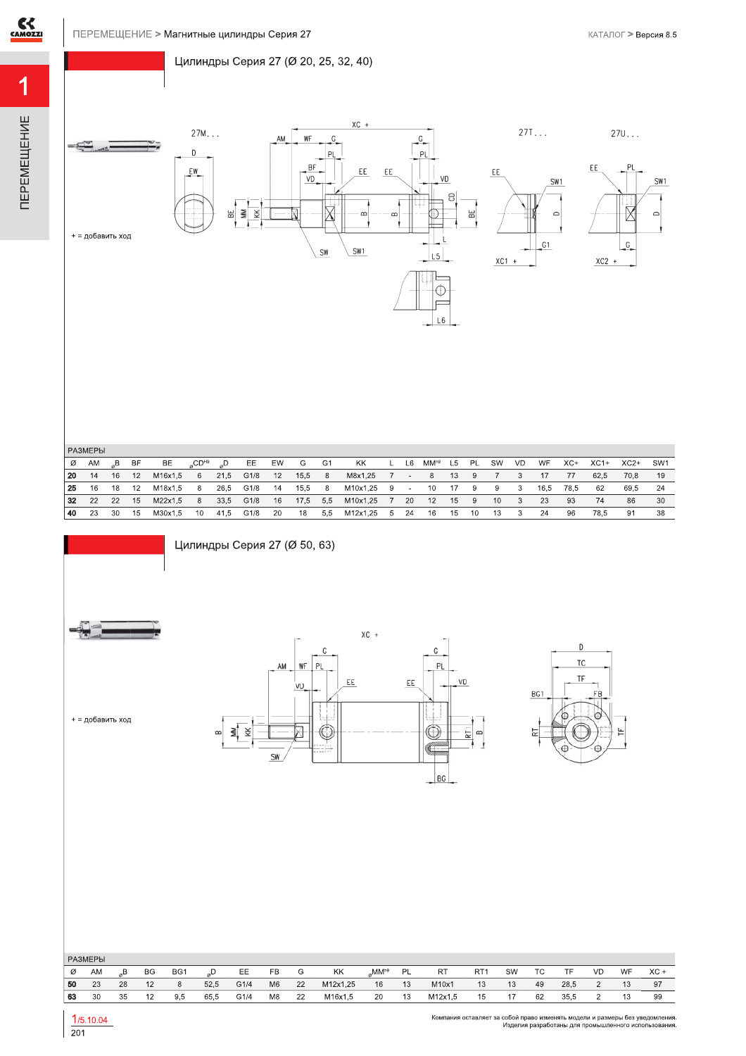## Цилиндры Серия 27 (Ø 20, 25, 32, 40)

27M...

27T...

27U...

+ = добавить ход

РАЗМЕРЫ

| Ø | AM | ⌀B | BF | BE | ⌀CD[H9] | ⌀D | EE | EW | G | G1 | KK | L | L6 | MM[h9] | L5 | PL | SW | VD | WF | XC+ | XC1+ | XC2+ | SW1 |
|---|---|---|---|---|---|---|---|---|---|---|---|---|---|---|---|---|---|---|---|---|---|---|---|
| **20** | 14 | 16 | 12 | M16x1,5 | 6 | 21,5 | G1/8 | 12 | 15,5 | 8 | M8x1,25 | 7 | - | 8 | 13 | 9 | 7 | 3 | 17 | 77 | 62,5 | 70,8 | 19 |
| **25** | 16 | 18 | 12 | M18x1,5 | 8 | 26,5 | G1/8 | 14 | 15,5 | 8 | M10x1,25 | 9 | - | 10 | 17 | 9 | 9 | 3 | 16,5 | 78,5 | 62 | 69,5 | 24 |
| **32** | 22 | 22 | 15 | M22x1,5 | 8 | 33,5 | G1/8 | 16 | 17,5 | 5,5 | M10x1,25 | 7 | 20 | 12 | 15 | 9 | 10 | 3 | 23 | 93 | 74 | 86 | 30 |
| **40** | 23 | 30 | 15 | M30x1,5 | 10 | 41,5 | G1/8 | 20 | 18 | 5,5 | M12x1,25 | 5 | 24 | 16 | 15 | 10 | 13 | 3 | 24 | 96 | 78,5 | 91 | 38 |

## Цилиндры Серия 27 (Ø 50, 63)

+ = добавить ход

РАЗМЕРЫ

| Ø | AM | ⌀B | BG | BG1 | ⌀D | EE | FB | G | KK | ⌀MM[h9] | PL | RT | RT1 | SW | TC | TF | VD | WF | XC + |
|---|---|---|---|---|---|---|---|---|---|---|---|---|---|---|---|---|---|---|---|
| **50** | 23 | 28 | 12 | 8 | 52,5 | G1/4 | M6 | 22 | M12x1,25 | 16 | 13 | M10x1 | 13 | 13 | 49 | 28,5 | 2 | 13 | 97 |
| **63** | 30 | 35 | 12 | 9,5 | 65,5 | G1/4 | M8 | 22 | M16x1,5 | 20 | 13 | M12x1,5 | 15 | 17 | 62 | 35,5 | 2 | 13 | 99 |

Компания оставляет за собой право изменять модели и размеры без уведомления.
Изделия разработаны для промышленного использования.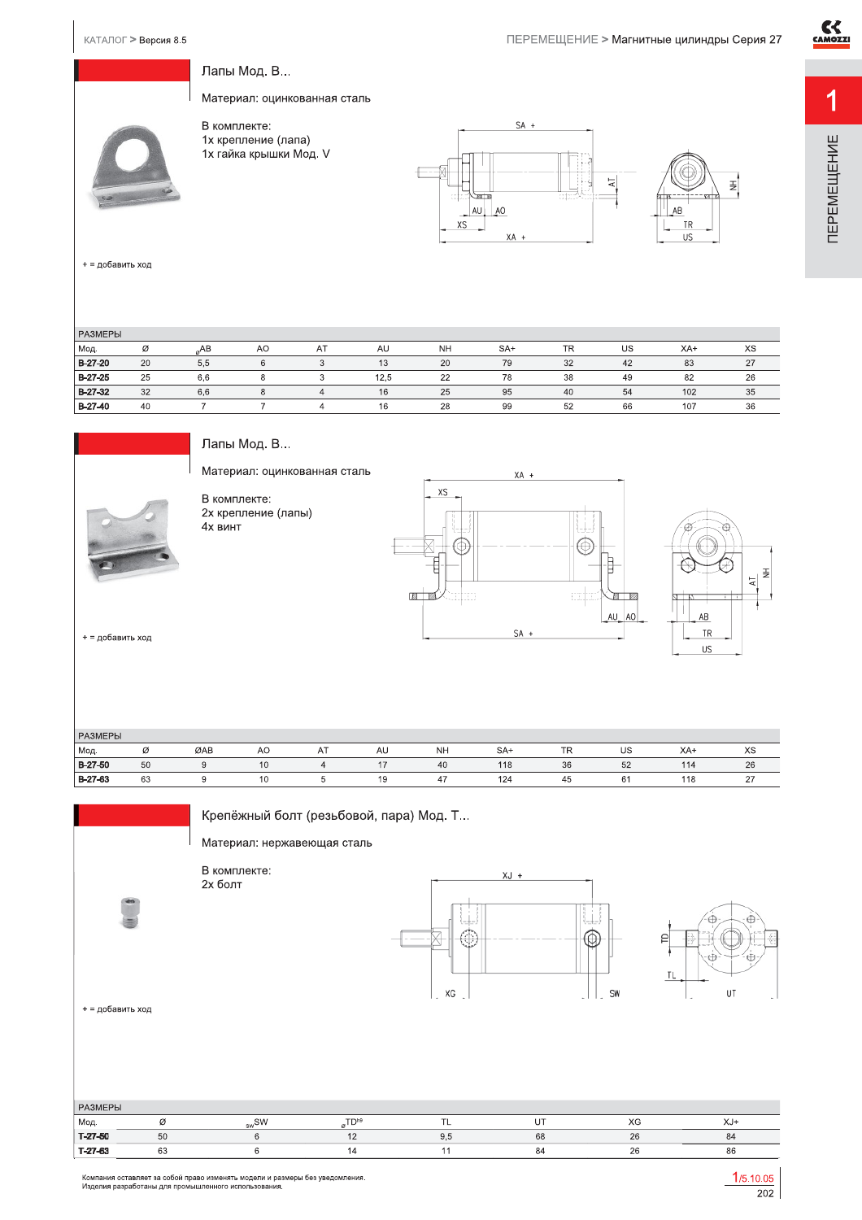## Лапы Мод. B...

Материал: оцинкованная сталь

В комплекте:
1x крепление (лапа)
1x гайка крышки Мод. V

+ = добавить ход

РАЗМЕРЫ

| Мод. | Ø | ⌀AB | AO | AT | AU | NH | SA+ | TR | US | XA+ | XS |
|---|---|---|---|---|---|---|---|---|---|---|---|
| **B-27-20** | 20 | 5,5 | 6 | 3 | 13 | 20 | 79 | 32 | 42 | 83 | 27 |
| **B-27-25** | 25 | 6,6 | 8 | 3 | 12,5 | 22 | 78 | 38 | 49 | 82 | 26 |
| **B-27-32** | 32 | 6,6 | 8 | 4 | 16 | 25 | 95 | 40 | 54 | 102 | 35 |
| **B-27-40** | 40 | 7 | 7 | 4 | 16 | 28 | 99 | 52 | 66 | 107 | 36 |

## Лапы Мод. B...

Материал: оцинкованная сталь

В комплекте:
2x крепление (лапы)
4x винт

+ = добавить ход

РАЗМЕРЫ

| Мод. | Ø | ØAB | AO | AT | AU | NH | SA+ | TR | US | XA+ | XS |
|---|---|---|---|---|---|---|---|---|---|---|---|
| **B-27-50** | 50 | 9 | 10 | 4 | 17 | 40 | 118 | 36 | 52 | 114 | 26 |
| **B-27-63** | 63 | 9 | 10 | 5 | 19 | 47 | 124 | 45 | 61 | 118 | 27 |

## Крепёжный болт (резьбовой, пара) Мод. T...

Материал: нержавеющая сталь

В комплекте:
2x болт

+ = добавить ход

РАЗМЕРЫ

| Мод. | Ø | SW | ⌀TD h9 | TL | UT | XG | XJ+ |
|---|---|---|---|---|---|---|---|
| **T-27-50** | 50 | 6 | 12 | 9,5 | 68 | 26 | 84 |
| **T-27-63** | 63 | 6 | 14 | 11 | 84 | 26 | 86 |

Компания оставляет за собой право изменять модели и размеры без уведомления.
Изделия разработаны для промышленного использования.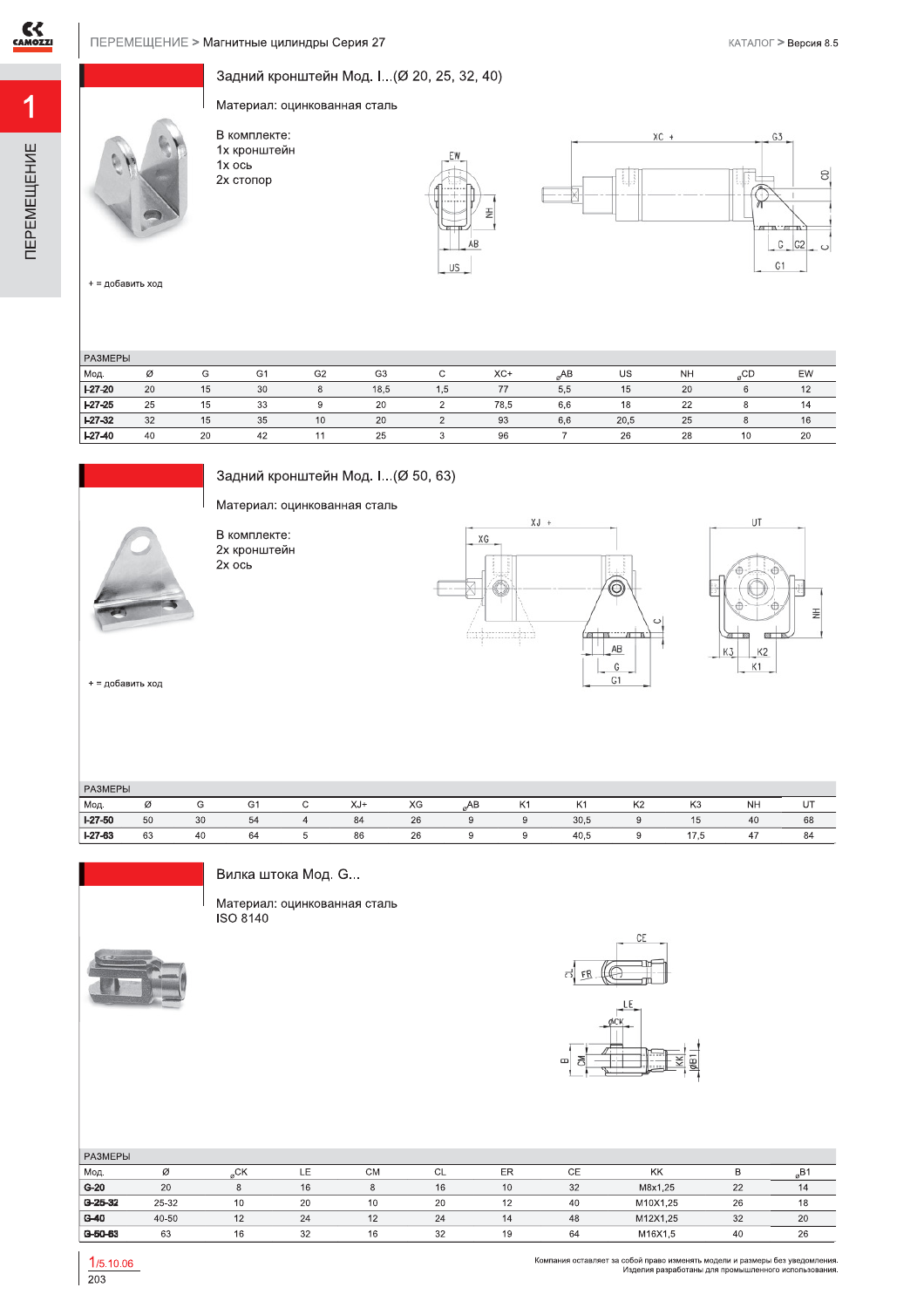## Задний кронштейн Мод. I...(Ø 20, 25, 32, 40)

Материал: оцинкованная сталь

В комплекте:
1x кронштейн
1x ось
2x стопор

+ = добавить ход

РАЗМЕРЫ

| Мод. | Ø | G | G1 | G2 | G3 | C | XC+ | ØAB | US | NH | ØCD | EW |
|---|---|---|---|---|---|---|---|---|---|---|---|---|
| I-27-20 | 20 | 15 | 30 | 8 | 18,5 | 1,5 | 77 | 5,5 | 15 | 20 | 6 | 12 |
| I-27-25 | 25 | 15 | 33 | 9 | 20 | 2 | 78,5 | 6,6 | 18 | 22 | 8 | 14 |
| I-27-32 | 32 | 15 | 35 | 10 | 20 | 2 | 93 | 6,6 | 20,5 | 25 | 8 | 16 |
| I-27-40 | 40 | 20 | 42 | 11 | 25 | 3 | 96 | 7 | 26 | 28 | 10 | 20 |

## Задний кронштейн Мод. I...(Ø 50, 63)

Материал: оцинкованная сталь

В комплекте:
2x кронштейн
2x ось

+ = добавить ход

РАЗМЕРЫ

| Мод. | Ø | G | G1 | C | XJ+ | XG | ØAB | K1 | K1 | K2 | K3 | NH | UT |
|---|---|---|---|---|---|---|---|---|---|---|---|---|---|
| I-27-50 | 50 | 30 | 54 | 4 | 84 | 26 | 9 | 9 | 30,5 | 9 | 15 | 40 | 68 |
| I-27-63 | 63 | 40 | 64 | 5 | 86 | 26 | 9 | 9 | 40,5 | 9 | 17,5 | 47 | 84 |

## Вилка штока Мод. G...

Материал: оцинкованная сталь
ISO 8140

РАЗМЕРЫ

| Мод. | Ø | ØCK | LE | CM | CL | ER | CE | KK | B | ØB1 |
|---|---|---|---|---|---|---|---|---|---|---|
| G-20 | 20 | 8 | 16 | 8 | 16 | 10 | 32 | M8x1,25 | 22 | 14 |
| G-25-32 | 25-32 | 10 | 20 | 10 | 20 | 12 | 40 | M10X1,25 | 26 | 18 |
| G-40 | 40-50 | 12 | 24 | 12 | 24 | 14 | 48 | M12X1,25 | 32 | 20 |
| G-50-63 | 63 | 16 | 32 | 16 | 32 | 19 | 64 | M16X1,5 | 40 | 26 |

Компания оставляет за собой право изменять модели и размеры без уведомления.
Изделия разработаны для промышленного использования.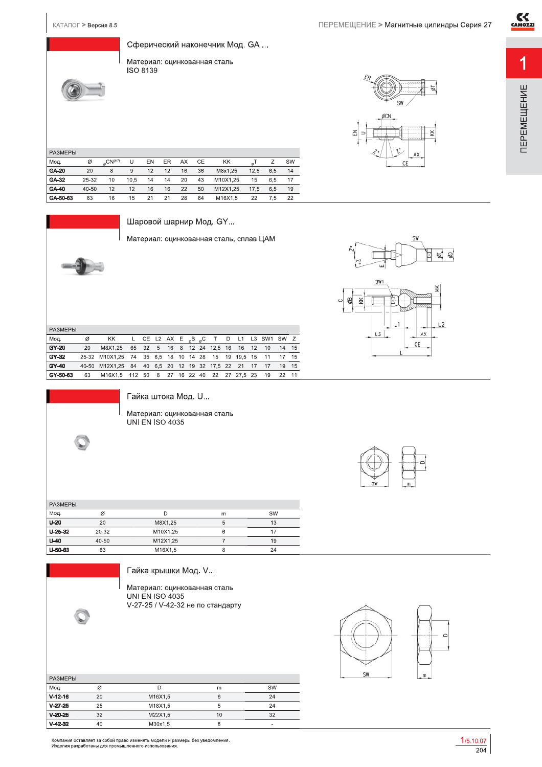## Сферический наконечник Мод. GA ...

Материал: оцинкованная сталь
ISO 8139

РАЗМЕРЫ

| Мод. | Ø | ⌀CN(H7) | U | EN | ER | AX | CE | KK | ⌀T | Z | SW |
|---|---|---|---|---|---|---|---|---|---|---|---|
| GA-20 | 20 | 8 | 9 | 12 | 12 | 16 | 36 | M8x1,25 | 12,5 | 6,5 | 14 |
| GA-32 | 25-32 | 10 | 10,5 | 14 | 14 | 20 | 43 | M10X1,25 | 15 | 6,5 | 17 |
| GA-40 | 40-50 | 12 | 12 | 16 | 16 | 22 | 50 | M12X1,25 | 17,5 | 6,5 | 19 |
| GA-50-63 | 63 | 16 | 15 | 21 | 21 | 28 | 64 | M16X1,5 | 22 | 7,5 | 22 |

## Шаровой шарнир Мод. GY...

Материал: оцинкованная сталь, сплав ЦАМ

РАЗМЕРЫ

| Мод. | Ø | KK | L | CE | L2 | AX | E | ⌀B | ⌀C | T | D | L1 | L3 | SW1 | SW | Z |
|---|---|---|---|---|---|---|---|---|---|---|---|---|---|---|---|---|
| GY-20 | 20 | M8X1,25 | 65 | 32 | 5 | 16 | 8 | 12 | 24 | 12,5 | 16 | 16 | 12 | 10 | 14 | 15 |
| GY-32 | 25-32 | M10X1,25 | 74 | 35 | 6,5 | 18 | 10 | 14 | 28 | 15 | 19 | 19,5 | 15 | 11 | 17 | 15 |
| GY-40 | 40-50 | M12X1,25 | 84 | 40 | 6,5 | 20 | 12 | 19 | 32 | 17,5 | 22 | 21 | 17 | 17 | 19 | 15 |
| GY-50-63 | 63 | M16X1,5 | 112 | 50 | 8 | 27 | 16 | 22 | 40 | 22 | 27 | 27,5 | 23 | 19 | 22 | 11 |

## Гайка штока Мод. U...

Материал: оцинкованная сталь
UNI EN ISO 4035

РАЗМЕРЫ

| Мод. | Ø | D | m | SW |
|---|---|---|---|---|
| U-20 | 20 | M8X1,25 | 5 | 13 |
| U-25-32 | 20-32 | M10X1,25 | 6 | 17 |
| U-40 | 40-50 | M12X1,25 | 7 | 19 |
| U-50-63 | 63 | M16X1,5 | 8 | 24 |

## Гайка крышки Мод. V...

Материал: оцинкованная сталь
UNI EN ISO 4035
V-27-25 / V-42-32 не по стандарту

РАЗМЕРЫ

| Мод. | Ø | D | m | SW |
|---|---|---|---|---|
| V-12-16 | 20 | M16X1,5 | 6 | 24 |
| V-27-25 | 25 | M18X1,5 | 5 | 24 |
| V-20-25 | 32 | M22X1,5 | 10 | 32 |
| V-42-32 | 40 | M30x1,5 | 8 | - |

Компания оставляет за собой право изменять модели и размеры без уведомления.
Изделия разработаны для промышленного использования.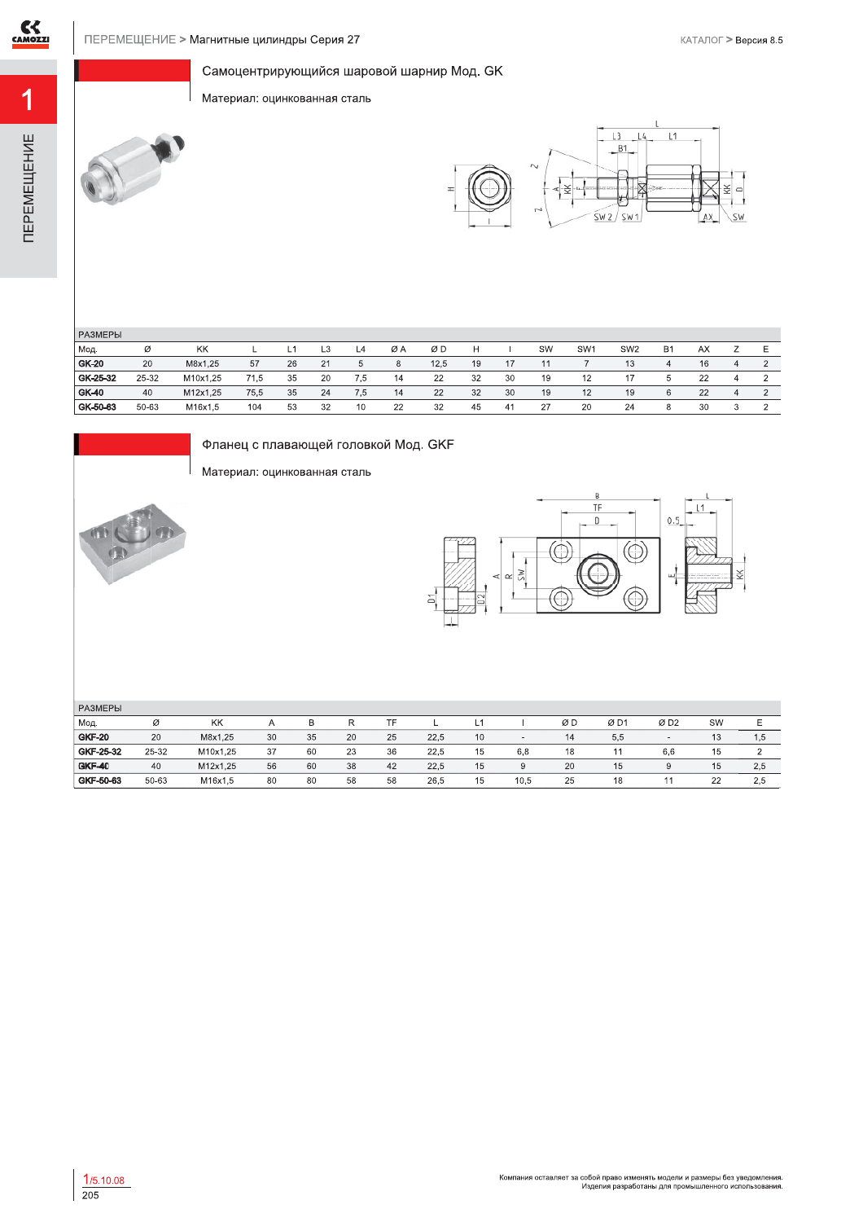## Самоцентрирующийся шаровой шарнир Мод. GK

Материал: оцинкованная сталь

L
L3
L4
L1
B1
Z
Z
H
I
A
KK
F
KK
D
SW2
SW1
AX
SW

РАЗМЕРЫ

| Мод. | Ø | KK | L | L1 | L3 | L4 | Ø A | Ø D | H | I | SW | SW1 | SW2 | B1 | AX | Z | E |
|---|---|---|---|---|---|---|---|---|---|---|---|---|---|---|---|---|---|
| **GK-20** | 20 | M8x1,25 | 57 | 26 | 21 | 5 | 8 | 12,5 | 19 | 17 | 11 | 7 | 13 | 4 | 16 | 4 | 2 |
| **GK-25-32** | 25-32 | M10x1,25 | 71,5 | 35 | 20 | 7,5 | 14 | 22 | 32 | 30 | 19 | 12 | 17 | 5 | 22 | 4 | 2 |
| **GK-40** | 40 | M12x1,25 | 75,5 | 35 | 24 | 7,5 | 14 | 22 | 32 | 30 | 19 | 12 | 19 | 6 | 22 | 4 | 2 |
| **GK-50-63** | 50-63 | M16x1,5 | 104 | 53 | 32 | 10 | 22 | 32 | 45 | 41 | 27 | 20 | 24 | 8 | 30 | 3 | 2 |

## Фланец с плавающей головкой Мод. GKF

Материал: оцинкованная сталь

B
TF
D
L
L1
0,5
A
R
SW
D1
D2
I
E
KK

РАЗМЕРЫ

| Мод. | Ø | KK | A | B | R | TF | L | L1 | I | Ø D | Ø D1 | Ø D2 | SW | E |
|---|---|---|---|---|---|---|---|---|---|---|---|---|---|---|
| **GKF-20** | 20 | M8x1,25 | 30 | 35 | 20 | 25 | 22,5 | 10 | - | 14 | 5,5 | - | 13 | 1,5 |
| **GKF-25-32** | 25-32 | M10x1,25 | 37 | 60 | 23 | 36 | 22,5 | 15 | 6,8 | 18 | 11 | 6,6 | 15 | 2 |
| **GKF-40** | 40 | M12x1,25 | 56 | 60 | 38 | 42 | 22,5 | 15 | 9 | 20 | 15 | 9 | 15 | 2,5 |
| **GKF-50-63** | 50-63 | M16x1,5 | 80 | 80 | 58 | 58 | 26,5 | 15 | 10,5 | 25 | 18 | 11 | 22 | 2,5 |

Компания оставляет за собой право изменять модели и размеры без уведомления.
Изделия разработаны для промышленного использования.